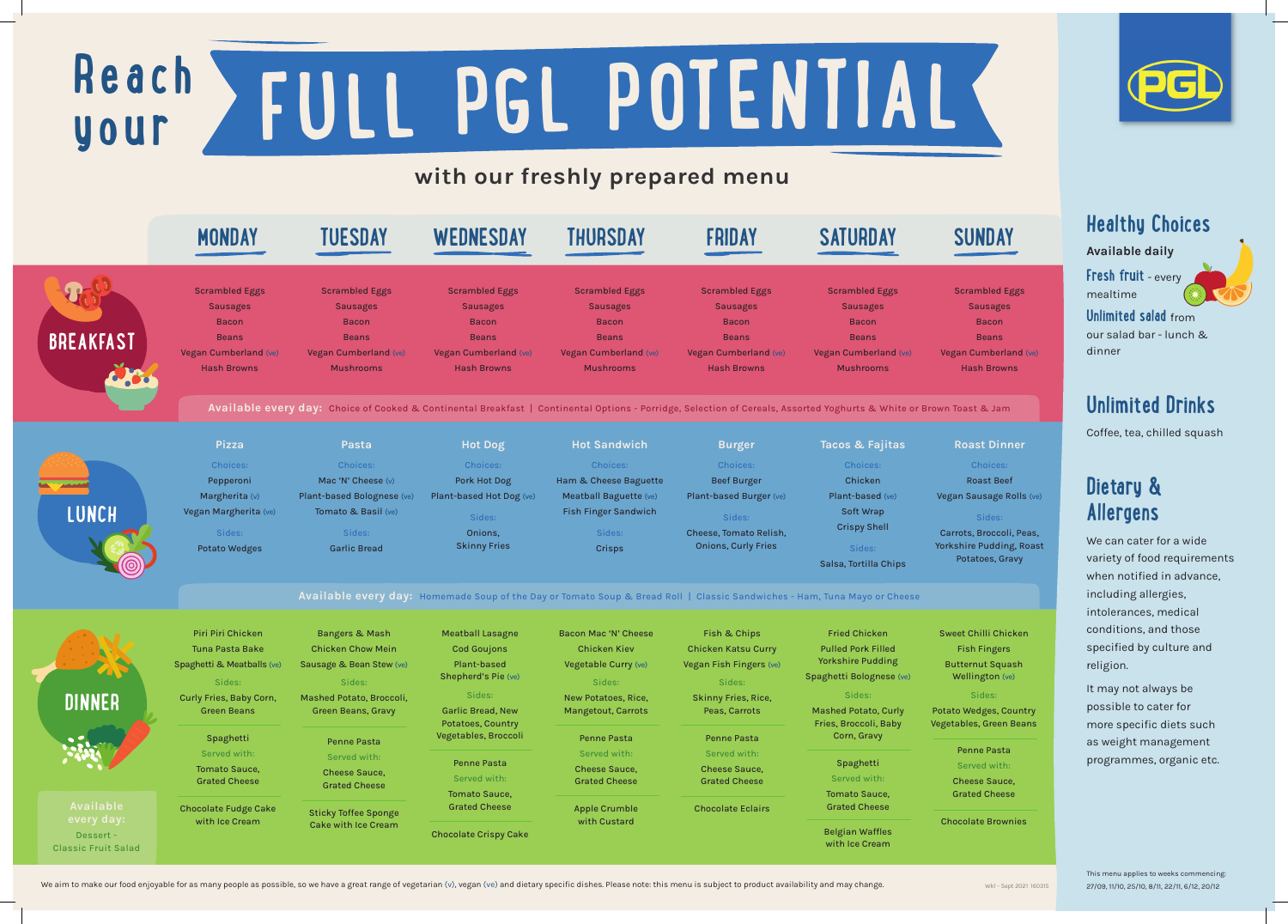# Reach your FULL PGL POTENTIAL

## with our freshly prepared menu

| | MONDAY | TUESDAY | WEDNESDAY | THURSDAY | FRIDAY | SATURDAY | SUNDAY |
|---|---|---|---|---|---|---|---|
| **BREAKFAST** | Scrambled Eggs<br>Sausages<br>Bacon<br>Beans<br>Vegan Cumberland (ve)<br>Hash Browns | Scrambled Eggs<br>Sausages<br>Bacon<br>Beans<br>Vegan Cumberland (ve)<br>Mushrooms | Scrambled Eggs<br>Sausages<br>Bacon<br>Beans<br>Vegan Cumberland (ve)<br>Hash Browns | Scrambled Eggs<br>Sausages<br>Bacon<br>Beans<br>Vegan Cumberland (ve)<br>Mushrooms | Scrambled Eggs<br>Sausages<br>Bacon<br>Beans<br>Vegan Cumberland (ve)<br>Hash Browns | Scrambled Eggs<br>Sausages<br>Bacon<br>Beans<br>Vegan Cumberland (ve)<br>Mushrooms | Scrambled Eggs<br>Sausages<br>Bacon<br>Beans<br>Vegan Cumberland (ve)<br>Hash Browns |
| **LUNCH** | **Pizza**<br>Choices:<br>Pepperoni<br>Margherita (v)<br>Vegan Margherita (ve)<br>Sides:<br>Potato Wedges | **Pasta**<br>Choices:<br>Mac 'N' Cheese (v)<br>Plant-based Bolognese (ve)<br>Tomato & Basil (ve)<br>Sides:<br>Garlic Bread | **Hot Dog**<br>Choices:<br>Pork Hot Dog<br>Plant-based Hot Dog (ve)<br>Sides:<br>Onions,<br>Skinny Fries | **Hot Sandwich**<br>Choices:<br>Ham & Cheese Baguette<br>Meatball Baguette (ve)<br>Fish Finger Sandwich<br>Sides:<br>Crisps | **Burger**<br>Choices:<br>Beef Burger<br>Plant-based Burger (ve)<br>Sides:<br>Cheese, Tomato Relish,<br>Onions, Curly Fries | **Tacos & Fajitas**<br>Choices:<br>Chicken<br>Plant-based (ve)<br>Soft Wrap<br>Crispy Shell<br>Sides:<br>Salsa, Tortilla Chips | **Roast Dinner**<br>Choices:<br>Roast Beef<br>Vegan Sausage Rolls (ve)<br>Sides:<br>Carrots, Broccoli, Peas,<br>Yorkshire Pudding, Roast Potatoes, Gravy |
| **DINNER** | Piri Piri Chicken<br>Tuna Pasta Bake<br>Spaghetti & Meatballs (ve)<br>Sides:<br>Curly Fries, Baby Corn,<br>Green Beans<br><br>Spaghetti<br>Served with:<br>Tomato Sauce,<br>Grated Cheese<br><br>Chocolate Fudge Cake<br>with Ice Cream | Bangers & Mash<br>Chicken Chow Mein<br>Sausage & Bean Stew (ve)<br>Sides:<br>Mashed Potato, Broccoli,<br>Green Beans, Gravy<br><br>Penne Pasta<br>Served with:<br>Cheese Sauce,<br>Grated Cheese<br><br>Sticky Toffee Sponge<br>Cake with Ice Cream | Meatball Lasagne<br>Cod Goujons<br>Plant-based<br>Shepherd's Pie (ve)<br>Sides:<br>Garlic Bread, New<br>Potatoes, Country<br>Vegetables, Broccoli<br><br>Penne Pasta<br>Served with:<br>Tomato Sauce,<br>Grated Cheese<br><br>Chocolate Crispy Cake | Bacon Mac 'N' Cheese<br>Chicken Kiev<br>Vegetable Curry (ve)<br>Sides:<br>New Potatoes, Rice,<br>Mangetout, Carrots<br><br>Penne Pasta<br>Served with:<br>Cheese Sauce,<br>Grated Cheese<br><br>Apple Crumble<br>with Custard | Fish & Chips<br>Chicken Katsu Curry<br>Vegan Fish Fingers (ve)<br>Sides:<br>Skinny Fries, Rice,<br>Peas, Carrots<br><br>Penne Pasta<br>Served with:<br>Cheese Sauce,<br>Grated Cheese<br><br>Chocolate Eclairs | Fried Chicken<br>Pulled Pork Filled<br>Yorkshire Pudding<br>Spaghetti Bolognese (ve)<br>Sides:<br>Mashed Potato, Curly<br>Fries, Broccoli, Baby<br>Corn, Gravy<br><br>Spaghetti<br>Served with:<br>Tomato Sauce,<br>Grated Cheese<br><br>Belgian Waffles<br>with Ice Cream | Sweet Chilli Chicken<br>Fish Fingers<br>Butternut Squash<br>Wellington (ve)<br>Sides:<br>Potato Wedges, Country<br>Vegetables, Green Beans<br><br>Penne Pasta<br>Served with:<br>Cheese Sauce,<br>Grated Cheese<br><br>Chocolate Brownies |

**Breakfast – Available every day:** Choice of Cooked & Continental Breakfast | Continental Options - Porridge, Selection of Cereals, Assorted Yoghurts & White or Brown Toast & Jam

**Lunch – Available every day:** Homemade Soup of the Day or Tomato Soup & Bread Roll | Classic Sandwiches - Ham, Tuna Mayo or Cheese

**Dinner – Available every day:** Dessert - Classic Fruit Salad

We aim to make our food enjoyable for as many people as possible, so we have a great range of vegetarian (v), vegan (ve) and dietary specific dishes. Please note: this menu is subject to product availability and may change.

Wk1 - Sept 2021 160315

## Healthy Choices

**Available daily**

Fresh fruit - every mealtime

Unlimited salad from our salad bar - lunch & dinner

## Unlimited Drinks

Coffee, tea, chilled squash

## Dietary & Allergens

We can cater for a wide variety of food requirements when notified in advance, including allergies, intolerances, medical conditions, and those specified by culture and religion.

It may not always be possible to cater for more specific diets such as weight management programmes, organic etc.

This menu applies to weeks commencing: 27/09, 11/10, 25/10, 8/11, 22/11, 6/12, 20/12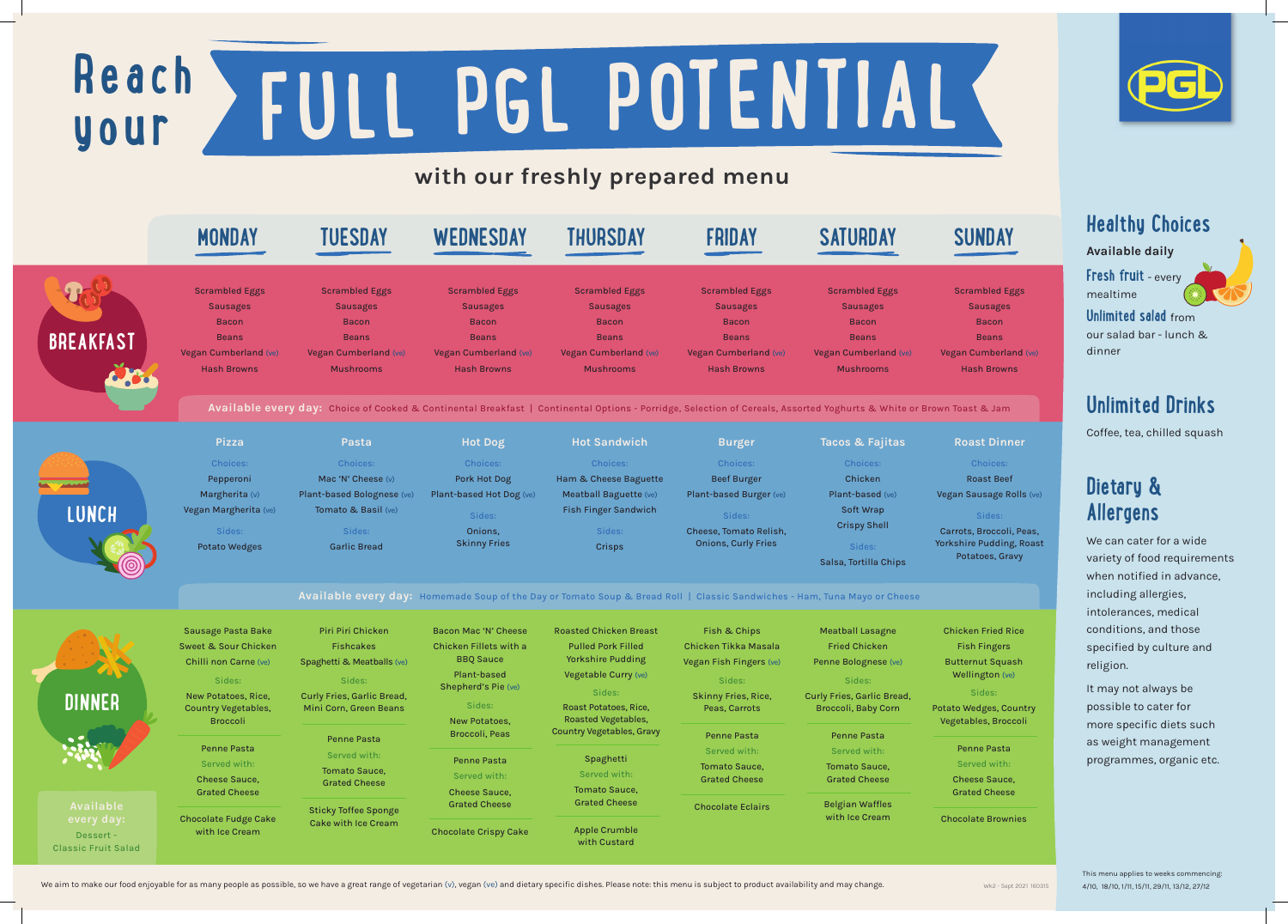# Reach your FULL PGL POTENTIAL

## with our freshly prepared menu

| | MONDAY | TUESDAY | WEDNESDAY | THURSDAY | FRIDAY | SATURDAY | SUNDAY |
|---|---|---|---|---|---|---|---|
| **BREAKFAST** | Scrambled Eggs<br>Sausages<br>Bacon<br>Beans<br>Vegan Cumberland (ve)<br>Hash Browns | Scrambled Eggs<br>Sausages<br>Bacon<br>Beans<br>Vegan Cumberland (ve)<br>Mushrooms | Scrambled Eggs<br>Sausages<br>Bacon<br>Beans<br>Vegan Cumberland (ve)<br>Hash Browns | Scrambled Eggs<br>Sausages<br>Bacon<br>Beans<br>Vegan Cumberland (ve)<br>Mushrooms | Scrambled Eggs<br>Sausages<br>Bacon<br>Beans<br>Vegan Cumberland (ve)<br>Hash Browns | Scrambled Eggs<br>Sausages<br>Bacon<br>Beans<br>Vegan Cumberland (ve)<br>Mushrooms | Scrambled Eggs<br>Sausages<br>Bacon<br>Beans<br>Vegan Cumberland (ve)<br>Hash Browns |
| **LUNCH** | **Pizza**<br>Choices:<br>Pepperoni<br>Margherita (v)<br>Vegan Margherita (ve)<br>Sides:<br>Potato Wedges | **Pasta**<br>Choices:<br>Mac 'N' Cheese (v)<br>Plant-based Bolognese (ve)<br>Tomato & Basil (ve)<br>Sides:<br>Garlic Bread | **Hot Dog**<br>Choices:<br>Pork Hot Dog<br>Plant-based Hot Dog (ve)<br>Sides:<br>Onions,<br>Skinny Fries | **Hot Sandwich**<br>Choices:<br>Ham & Cheese Baguette<br>Meatball Baguette (ve)<br>Fish Finger Sandwich<br>Sides:<br>Crisps | **Burger**<br>Choices:<br>Beef Burger<br>Plant-based Burger (ve)<br>Sides:<br>Cheese, Tomato Relish,<br>Onions, Curly Fries | **Tacos & Fajitas**<br>Choices:<br>Chicken<br>Plant-based (ve)<br>Soft Wrap<br>Crispy Shell<br>Sides:<br>Salsa, Tortilla Chips | **Roast Dinner**<br>Choices:<br>Roast Beef<br>Vegan Sausage Rolls (ve)<br>Sides:<br>Carrots, Broccoli, Peas,<br>Yorkshire Pudding, Roast Potatoes, Gravy |
| **DINNER** | Sausage Pasta Bake<br>Sweet & Sour Chicken<br>Chilli non Carne (ve)<br>Sides:<br>New Potatoes, Rice, Country Vegetables, Broccoli<br><br>Penne Pasta<br>Served with:<br>Cheese Sauce, Grated Cheese<br><br>Chocolate Fudge Cake with Ice Cream | Piri Piri Chicken<br>Fishcakes<br>Spaghetti & Meatballs (ve)<br>Sides:<br>Curly Fries, Garlic Bread, Mini Corn, Green Beans<br><br>Penne Pasta<br>Served with:<br>Tomato Sauce, Grated Cheese<br><br>Sticky Toffee Sponge Cake with Ice Cream | Bacon Mac 'N' Cheese<br>Chicken Fillets with a BBQ Sauce<br>Plant-based Shepherd's Pie (ve)<br>Sides:<br>New Potatoes, Broccoli, Peas<br><br>Penne Pasta<br>Served with:<br>Cheese Sauce, Grated Cheese<br><br>Chocolate Crispy Cake | Roasted Chicken Breast<br>Pulled Pork Filled Yorkshire Pudding<br>Vegetable Curry (ve)<br>Sides:<br>Roast Potatoes, Rice, Roasted Vegetables, Country Vegetables, Gravy<br><br>Spaghetti<br>Served with:<br>Tomato Sauce, Grated Cheese<br><br>Apple Crumble with Custard | Fish & Chips<br>Chicken Tikka Masala<br>Vegan Fish Fingers (ve)<br>Sides:<br>Skinny Fries, Rice, Peas, Carrots<br><br>Penne Pasta<br>Served with:<br>Tomato Sauce, Grated Cheese<br><br>Chocolate Eclairs | Meatball Lasagne<br>Fried Chicken<br>Penne Bolognese (ve)<br>Sides:<br>Curly Fries, Garlic Bread, Broccoli, Baby Corn<br><br>Penne Pasta<br>Served with:<br>Tomato Sauce, Grated Cheese<br><br>Belgian Waffles with Ice Cream | Chicken Fried Rice<br>Fish Fingers<br>Butternut Squash Wellington (ve)<br>Sides:<br>Potato Wedges, Country Vegetables, Broccoli<br><br>Penne Pasta<br>Served with:<br>Cheese Sauce, Grated Cheese<br><br>Chocolate Brownies |

**Breakfast – Available every day:** Choice of Cooked & Continental Breakfast | Continental Options - Porridge, Selection of Cereals, Assorted Yoghurts & White or Brown Toast & Jam

**Lunch – Available every day:** Homemade Soup of the Day or Tomato Soup & Bread Roll | Classic Sandwiches - Ham, Tuna Mayo or Cheese

**Dinner – Available every day:** Dessert - Classic Fruit Salad

## Healthy Choices

**Available daily**

Fresh fruit - every mealtime

Unlimited salad from our salad bar - lunch & dinner

## Unlimited Drinks

Coffee, tea, chilled squash

## Dietary & Allergens

We can cater for a wide variety of food requirements when notified in advance, including allergies, intolerances, medical conditions, and those specified by culture and religion.

It may not always be possible to cater for more specific diets such as weight management programmes, organic etc.

We aim to make our food enjoyable for as many people as possible, so we have a great range of vegetarian (v), vegan (ve) and dietary specific dishes. Please note: this menu is subject to product availability and may change.

Wk2 - Sept 2021 160315

This menu applies to weeks commencing: 4/10, 18/10, 1/11, 15/11, 29/11, 13/12, 27/12